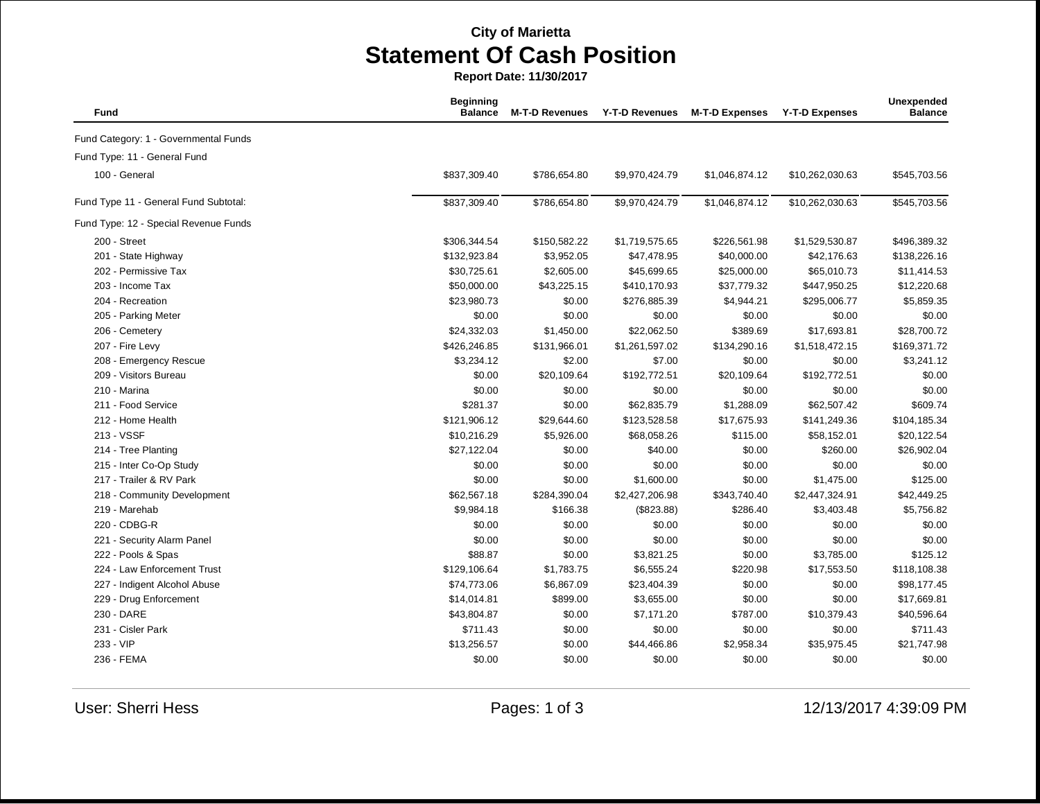# City of Marietta

## Statement Of Cash Position

**Report Date: 11/30/2017**

| Fund | Beginning Balance | M-T-D Revenues | Y-T-D Revenues | M-T-D Expenses | Y-T-D Expenses | Unexpended Balance |
|---|---|---|---|---|---|---|
| Fund Category: 1 - Governmental Funds | | | | | | |
| Fund Type: 11 - General Fund | | | | | | |
| 100 - General | $837,309.40 | $786,654.80 | $9,970,424.79 | $1,046,874.12 | $10,262,030.63 | $545,703.56 |
| Fund Type 11 - General Fund Subtotal: | $837,309.40 | $786,654.80 | $9,970,424.79 | $1,046,874.12 | $10,262,030.63 | $545,703.56 |
| Fund Type: 12 - Special Revenue Funds | | | | | | |
| 200 - Street | $306,344.54 | $150,582.22 | $1,719,575.65 | $226,561.98 | $1,529,530.87 | $496,389.32 |
| 201 - State Highway | $132,923.84 | $3,952.05 | $47,478.95 | $40,000.00 | $42,176.63 | $138,226.16 |
| 202 - Permissive Tax | $30,725.61 | $2,605.00 | $45,699.65 | $25,000.00 | $65,010.73 | $11,414.53 |
| 203 - Income Tax | $50,000.00 | $43,225.15 | $410,170.93 | $37,779.32 | $447,950.25 | $12,220.68 |
| 204 - Recreation | $23,980.73 | $0.00 | $276,885.39 | $4,944.21 | $295,006.77 | $5,859.35 |
| 205 - Parking Meter | $0.00 | $0.00 | $0.00 | $0.00 | $0.00 | $0.00 |
| 206 - Cemetery | $24,332.03 | $1,450.00 | $22,062.50 | $389.69 | $17,693.81 | $28,700.72 |
| 207 - Fire Levy | $426,246.85 | $131,966.01 | $1,261,597.02 | $134,290.16 | $1,518,472.15 | $169,371.72 |
| 208 - Emergency Rescue | $3,234.12 | $2.00 | $7.00 | $0.00 | $0.00 | $3,241.12 |
| 209 - Visitors Bureau | $0.00 | $20,109.64 | $192,772.51 | $20,109.64 | $192,772.51 | $0.00 |
| 210 - Marina | $0.00 | $0.00 | $0.00 | $0.00 | $0.00 | $0.00 |
| 211 - Food Service | $281.37 | $0.00 | $62,835.79 | $1,288.09 | $62,507.42 | $609.74 |
| 212 - Home Health | $121,906.12 | $29,644.60 | $123,528.58 | $17,675.93 | $141,249.36 | $104,185.34 |
| 213 - VSSF | $10,216.29 | $5,926.00 | $68,058.26 | $115.00 | $58,152.01 | $20,122.54 |
| 214 - Tree Planting | $27,122.04 | $0.00 | $40.00 | $0.00 | $260.00 | $26,902.04 |
| 215 - Inter Co-Op Study | $0.00 | $0.00 | $0.00 | $0.00 | $0.00 | $0.00 |
| 217 - Trailer & RV Park | $0.00 | $0.00 | $1,600.00 | $0.00 | $1,475.00 | $125.00 |
| 218 - Community Development | $62,567.18 | $284,390.04 | $2,427,206.98 | $343,740.40 | $2,447,324.91 | $42,449.25 |
| 219 - Marehab | $9,984.18 | $166.38 | ($823.88) | $286.40 | $3,403.48 | $5,756.82 |
| 220 - CDBG-R | $0.00 | $0.00 | $0.00 | $0.00 | $0.00 | $0.00 |
| 221 - Security Alarm Panel | $0.00 | $0.00 | $0.00 | $0.00 | $0.00 | $0.00 |
| 222 - Pools & Spas | $88.87 | $0.00 | $3,821.25 | $0.00 | $3,785.00 | $125.12 |
| 224 - Law Enforcement Trust | $129,106.64 | $1,783.75 | $6,555.24 | $220.98 | $17,553.50 | $118,108.38 |
| 227 - Indigent Alcohol Abuse | $74,773.06 | $6,867.09 | $23,404.39 | $0.00 | $0.00 | $98,177.45 |
| 229 - Drug Enforcement | $14,014.81 | $899.00 | $3,655.00 | $0.00 | $0.00 | $17,669.81 |
| 230 - DARE | $43,804.87 | $0.00 | $7,171.20 | $787.00 | $10,379.43 | $40,596.64 |
| 231 - Cisler Park | $711.43 | $0.00 | $0.00 | $0.00 | $0.00 | $711.43 |
| 233 - VIP | $13,256.57 | $0.00 | $44,466.86 | $2,958.34 | $35,975.45 | $21,747.98 |
| 236 - FEMA | $0.00 | $0.00 | $0.00 | $0.00 | $0.00 | $0.00 |

User: Sherri Hess

12/13/2017 4:39:09 PM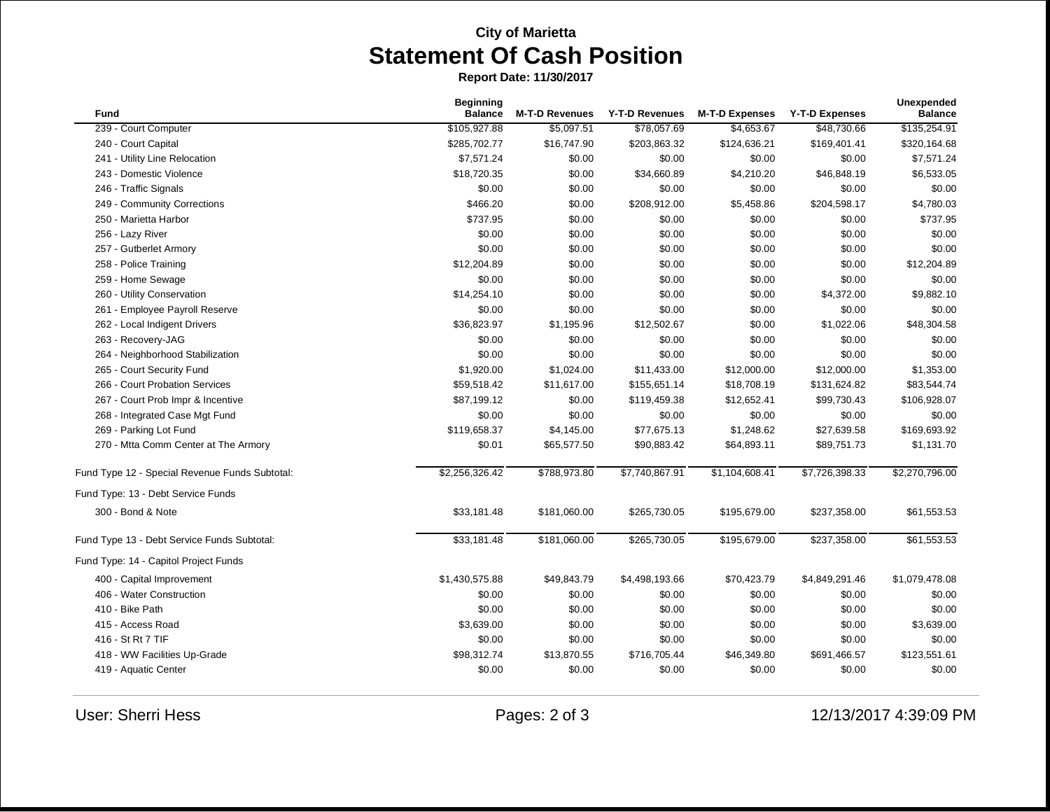City of Marietta

# Statement Of Cash Position

**Report Date: 11/30/2017**

| Fund | Beginning Balance | M-T-D Revenues | Y-T-D Revenues | M-T-D Expenses | Y-T-D Expenses | Unexpended Balance |
|---|---|---|---|---|---|---|
| 239 - Court Computer | $105,927.88 | $5,097.51 | $78,057.69 | $4,653.67 | $48,730.66 | $135,254.91 |
| 240 - Court Capital | $285,702.77 | $16,747.90 | $203,863.32 | $124,636.21 | $169,401.41 | $320,164.68 |
| 241 - Utility Line Relocation | $7,571.24 | $0.00 | $0.00 | $0.00 | $0.00 | $7,571.24 |
| 243 - Domestic Violence | $18,720.35 | $0.00 | $34,660.89 | $4,210.20 | $46,848.19 | $6,533.05 |
| 246 - Traffic Signals | $0.00 | $0.00 | $0.00 | $0.00 | $0.00 | $0.00 |
| 249 - Community Corrections | $466.20 | $0.00 | $208,912.00 | $5,458.86 | $204,598.17 | $4,780.03 |
| 250 - Marietta Harbor | $737.95 | $0.00 | $0.00 | $0.00 | $0.00 | $737.95 |
| 256 - Lazy River | $0.00 | $0.00 | $0.00 | $0.00 | $0.00 | $0.00 |
| 257 - Gutberlet Armory | $0.00 | $0.00 | $0.00 | $0.00 | $0.00 | $0.00 |
| 258 - Police Training | $12,204.89 | $0.00 | $0.00 | $0.00 | $0.00 | $12,204.89 |
| 259 - Home Sewage | $0.00 | $0.00 | $0.00 | $0.00 | $0.00 | $0.00 |
| 260 - Utility Conservation | $14,254.10 | $0.00 | $0.00 | $0.00 | $4,372.00 | $9,882.10 |
| 261 - Employee Payroll Reserve | $0.00 | $0.00 | $0.00 | $0.00 | $0.00 | $0.00 |
| 262 - Local Indigent Drivers | $36,823.97 | $1,195.96 | $12,502.67 | $0.00 | $1,022.06 | $48,304.58 |
| 263 - Recovery-JAG | $0.00 | $0.00 | $0.00 | $0.00 | $0.00 | $0.00 |
| 264 - Neighborhood Stabilization | $0.00 | $0.00 | $0.00 | $0.00 | $0.00 | $0.00 |
| 265 - Court Security Fund | $1,920.00 | $1,024.00 | $11,433.00 | $12,000.00 | $12,000.00 | $1,353.00 |
| 266 - Court Probation Services | $59,518.42 | $11,617.00 | $155,651.14 | $18,708.19 | $131,624.82 | $83,544.74 |
| 267 - Court Prob Impr & Incentive | $87,199.12 | $0.00 | $119,459.38 | $12,652.41 | $99,730.43 | $106,928.07 |
| 268 - Integrated Case Mgt Fund | $0.00 | $0.00 | $0.00 | $0.00 | $0.00 | $0.00 |
| 269 - Parking Lot Fund | $119,658.37 | $4,145.00 | $77,675.13 | $1,248.62 | $27,639.58 | $169,693.92 |
| 270 - Mtta Comm Center at The Armory | $0.01 | $65,577.50 | $90,883.42 | $64,893.11 | $89,751.73 | $1,131.70 |
| Fund Type 12 - Special Revenue Funds Subtotal: | $2,256,326.42 | $788,973.80 | $7,740,867.91 | $1,104,608.41 | $7,726,398.33 | $2,270,796.00 |
| Fund Type: 13 - Debt Service Funds | | | | | | |
| 300 - Bond & Note | $33,181.48 | $181,060.00 | $265,730.05 | $195,679.00 | $237,358.00 | $61,553.53 |
| Fund Type 13 - Debt Service Funds Subtotal: | $33,181.48 | $181,060.00 | $265,730.05 | $195,679.00 | $237,358.00 | $61,553.53 |
| Fund Type: 14 - Capitol Project Funds | | | | | | |
| 400 - Capital Improvement | $1,430,575.88 | $49,843.79 | $4,498,193.66 | $70,423.79 | $4,849,291.46 | $1,079,478.08 |
| 406 - Water Construction | $0.00 | $0.00 | $0.00 | $0.00 | $0.00 | $0.00 |
| 410 - Bike Path | $0.00 | $0.00 | $0.00 | $0.00 | $0.00 | $0.00 |
| 415 - Access Road | $3,639.00 | $0.00 | $0.00 | $0.00 | $0.00 | $3,639.00 |
| 416 - St Rt 7 TIF | $0.00 | $0.00 | $0.00 | $0.00 | $0.00 | $0.00 |
| 418 - WW Facilities Up-Grade | $98,312.74 | $13,870.55 | $716,705.44 | $46,349.80 | $691,466.57 | $123,551.61 |
| 419 - Aquatic Center | $0.00 | $0.00 | $0.00 | $0.00 | $0.00 | $0.00 |

User: Sherri Hess

12/13/2017 4:39:09 PM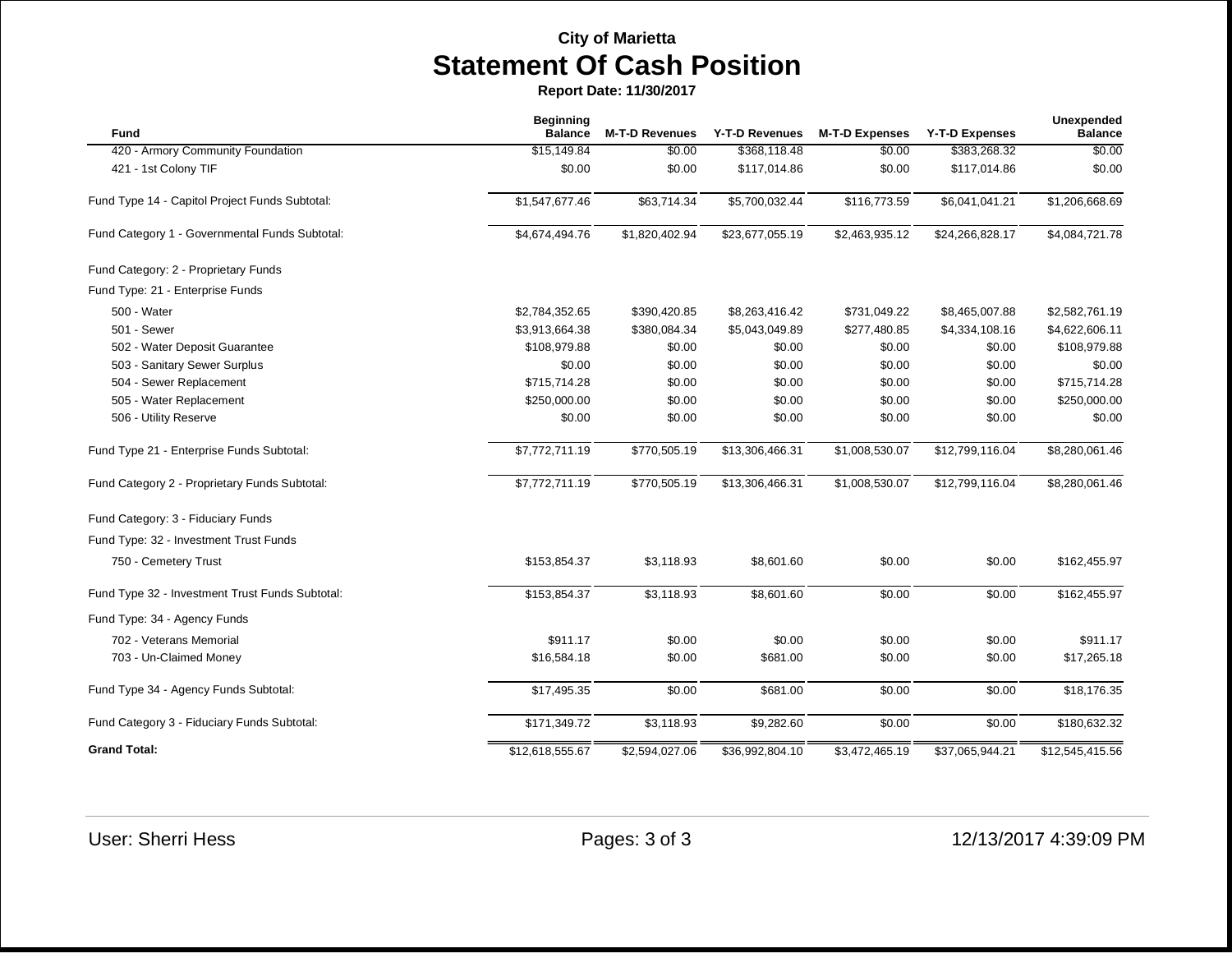**City of Marietta**

# Statement Of Cash Position

**Report Date: 11/30/2017**

| Fund | Beginning Balance | M-T-D Revenues | Y-T-D Revenues | M-T-D Expenses | Y-T-D Expenses | Unexpended Balance |
|---|---|---|---|---|---|---|
| 420 - Armory Community Foundation | $15,149.84 | $0.00 | $368,118.48 | $0.00 | $383,268.32 | $0.00 |
| 421 - 1st Colony TIF | $0.00 | $0.00 | $117,014.86 | $0.00 | $117,014.86 | $0.00 |
| Fund Type 14 - Capitol Project Funds Subtotal: | $1,547,677.46 | $63,714.34 | $5,700,032.44 | $116,773.59 | $6,041,041.21 | $1,206,668.69 |
| Fund Category 1 - Governmental Funds Subtotal: | $4,674,494.76 | $1,820,402.94 | $23,677,055.19 | $2,463,935.12 | $24,266,828.17 | $4,084,721.78 |
| Fund Category: 2 - Proprietary Funds | | | | | | |
| Fund Type: 21 - Enterprise Funds | | | | | | |
| 500 - Water | $2,784,352.65 | $390,420.85 | $8,263,416.42 | $731,049.22 | $8,465,007.88 | $2,582,761.19 |
| 501 - Sewer | $3,913,664.38 | $380,084.34 | $5,043,049.89 | $277,480.85 | $4,334,108.16 | $4,622,606.11 |
| 502 - Water Deposit Guarantee | $108,979.88 | $0.00 | $0.00 | $0.00 | $0.00 | $108,979.88 |
| 503 - Sanitary Sewer Surplus | $0.00 | $0.00 | $0.00 | $0.00 | $0.00 | $0.00 |
| 504 - Sewer Replacement | $715,714.28 | $0.00 | $0.00 | $0.00 | $0.00 | $715,714.28 |
| 505 - Water Replacement | $250,000.00 | $0.00 | $0.00 | $0.00 | $0.00 | $250,000.00 |
| 506 - Utility Reserve | $0.00 | $0.00 | $0.00 | $0.00 | $0.00 | $0.00 |
| Fund Type 21 - Enterprise Funds Subtotal: | $7,772,711.19 | $770,505.19 | $13,306,466.31 | $1,008,530.07 | $12,799,116.04 | $8,280,061.46 |
| Fund Category 2 - Proprietary Funds Subtotal: | $7,772,711.19 | $770,505.19 | $13,306,466.31 | $1,008,530.07 | $12,799,116.04 | $8,280,061.46 |
| Fund Category: 3 - Fiduciary Funds | | | | | | |
| Fund Type: 32 - Investment Trust Funds | | | | | | |
| 750 - Cemetery Trust | $153,854.37 | $3,118.93 | $8,601.60 | $0.00 | $0.00 | $162,455.97 |
| Fund Type 32 - Investment Trust Funds Subtotal: | $153,854.37 | $3,118.93 | $8,601.60 | $0.00 | $0.00 | $162,455.97 |
| Fund Type: 34 - Agency Funds | | | | | | |
| 702 - Veterans Memorial | $911.17 | $0.00 | $0.00 | $0.00 | $0.00 | $911.17 |
| 703 - Un-Claimed Money | $16,584.18 | $0.00 | $681.00 | $0.00 | $0.00 | $17,265.18 |
| Fund Type 34 - Agency Funds Subtotal: | $17,495.35 | $0.00 | $681.00 | $0.00 | $0.00 | $18,176.35 |
| Fund Category 3 - Fiduciary Funds Subtotal: | $171,349.72 | $3,118.93 | $9,282.60 | $0.00 | $0.00 | $180,632.32 |
| **Grand Total:** | $12,618,555.67 | $2,594,027.06 | $36,992,804.10 | $3,472,465.19 | $37,065,944.21 | $12,545,415.56 |

User: Sherri Hess

12/13/2017 4:39:09 PM